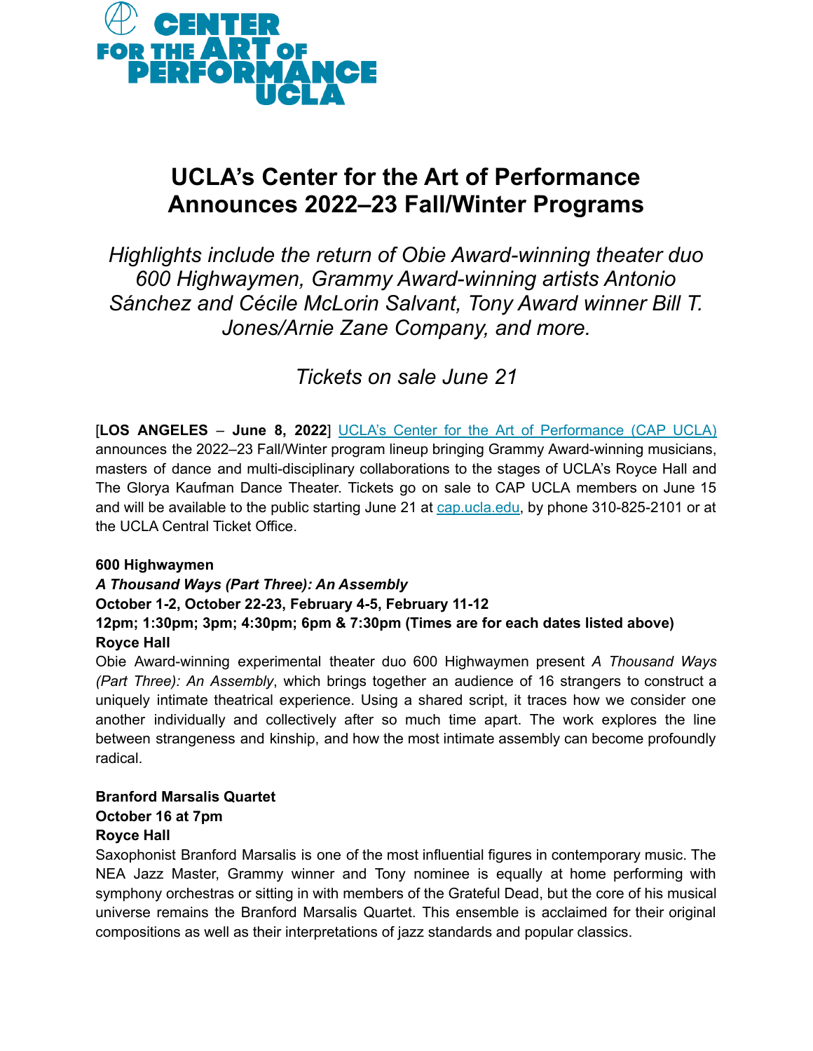CENTER FOR THE ART OF PERFORMANCE UCLA

# UCLA's Center for the Art of Performance Announces 2022–23 Fall/Winter Programs

*Highlights include the return of Obie Award-winning theater duo 600 Highwaymen, Grammy Award-winning artists Antonio Sánchez and Cécile McLorin Salvant, Tony Award winner Bill T. Jones/Arnie Zane Company, and more.*

*Tickets on sale June 21*

[**LOS ANGELES** – **June 8, 2022**] UCLA's Center for the Art of Performance (CAP UCLA) announces the 2022–23 Fall/Winter program lineup bringing Grammy Award-winning musicians, masters of dance and multi-disciplinary collaborations to the stages of UCLA's Royce Hall and The Glorya Kaufman Dance Theater. Tickets go on sale to CAP UCLA members on June 15 and will be available to the public starting June 21 at cap.ucla.edu, by phone 310-825-2101 or at the UCLA Central Ticket Office.

**600 Highwaymen**
***A Thousand Ways (Part Three): An Assembly***
**October 1-2, October 22-23, February 4-5, February 11-12**
**12pm; 1:30pm; 3pm; 4:30pm; 6pm & 7:30pm (Times are for each dates listed above)**
**Royce Hall**
Obie Award-winning experimental theater duo 600 Highwaymen present *A Thousand Ways (Part Three): An Assembly*, which brings together an audience of 16 strangers to construct a uniquely intimate theatrical experience. Using a shared script, it traces how we consider one another individually and collectively after so much time apart. The work explores the line between strangeness and kinship, and how the most intimate assembly can become profoundly radical.

**Branford Marsalis Quartet**
**October 16 at 7pm**
**Royce Hall**
Saxophonist Branford Marsalis is one of the most influential figures in contemporary music. The NEA Jazz Master, Grammy winner and Tony nominee is equally at home performing with symphony orchestras or sitting in with members of the Grateful Dead, but the core of his musical universe remains the Branford Marsalis Quartet. This ensemble is acclaimed for their original compositions as well as their interpretations of jazz standards and popular classics.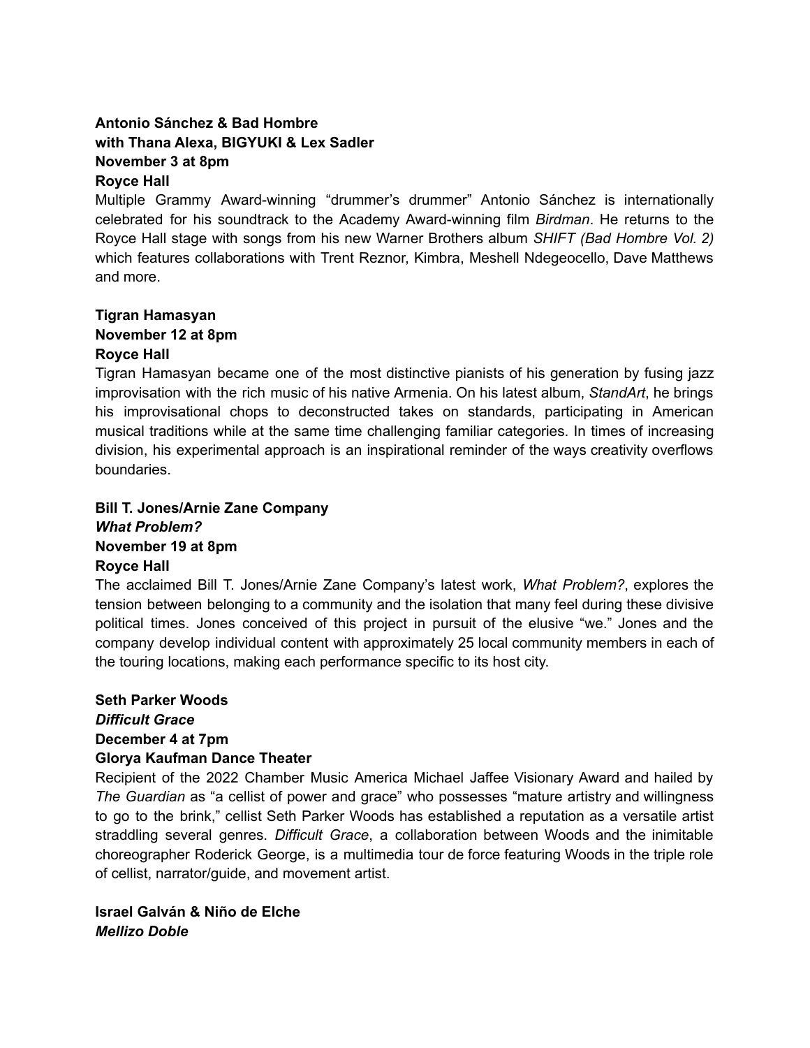**Antonio Sánchez & Bad Hombre**
**with Thana Alexa, BIGYUKI & Lex Sadler**
**November 3 at 8pm**
**Royce Hall**

Multiple Grammy Award-winning "drummer's drummer" Antonio Sánchez is internationally celebrated for his soundtrack to the Academy Award-winning film *Birdman*. He returns to the Royce Hall stage with songs from his new Warner Brothers album *SHIFT (Bad Hombre Vol. 2)* which features collaborations with Trent Reznor, Kimbra, Meshell Ndegeocello, Dave Matthews and more.

**Tigran Hamasyan**
**November 12 at 8pm**
**Royce Hall**

Tigran Hamasyan became one of the most distinctive pianists of his generation by fusing jazz improvisation with the rich music of his native Armenia. On his latest album, *StandArt*, he brings his improvisational chops to deconstructed takes on standards, participating in American musical traditions while at the same time challenging familiar categories. In times of increasing division, his experimental approach is an inspirational reminder of the ways creativity overflows boundaries.

**Bill T. Jones/Arnie Zane Company**
***What Problem?***
**November 19 at 8pm**
**Royce Hall**

The acclaimed Bill T. Jones/Arnie Zane Company's latest work, *What Problem?*, explores the tension between belonging to a community and the isolation that many feel during these divisive political times. Jones conceived of this project in pursuit of the elusive "we." Jones and the company develop individual content with approximately 25 local community members in each of the touring locations, making each performance specific to its host city.

**Seth Parker Woods**
***Difficult Grace***
**December 4 at 7pm**
**Glorya Kaufman Dance Theater**

Recipient of the 2022 Chamber Music America Michael Jaffee Visionary Award and hailed by *The Guardian* as "a cellist of power and grace" who possesses "mature artistry and willingness to go to the brink," cellist Seth Parker Woods has established a reputation as a versatile artist straddling several genres. *Difficult Grace*, a collaboration between Woods and the inimitable choreographer Roderick George, is a multimedia tour de force featuring Woods in the triple role of cellist, narrator/guide, and movement artist.

**Israel Galván & Niño de Elche**
***Mellizo Doble***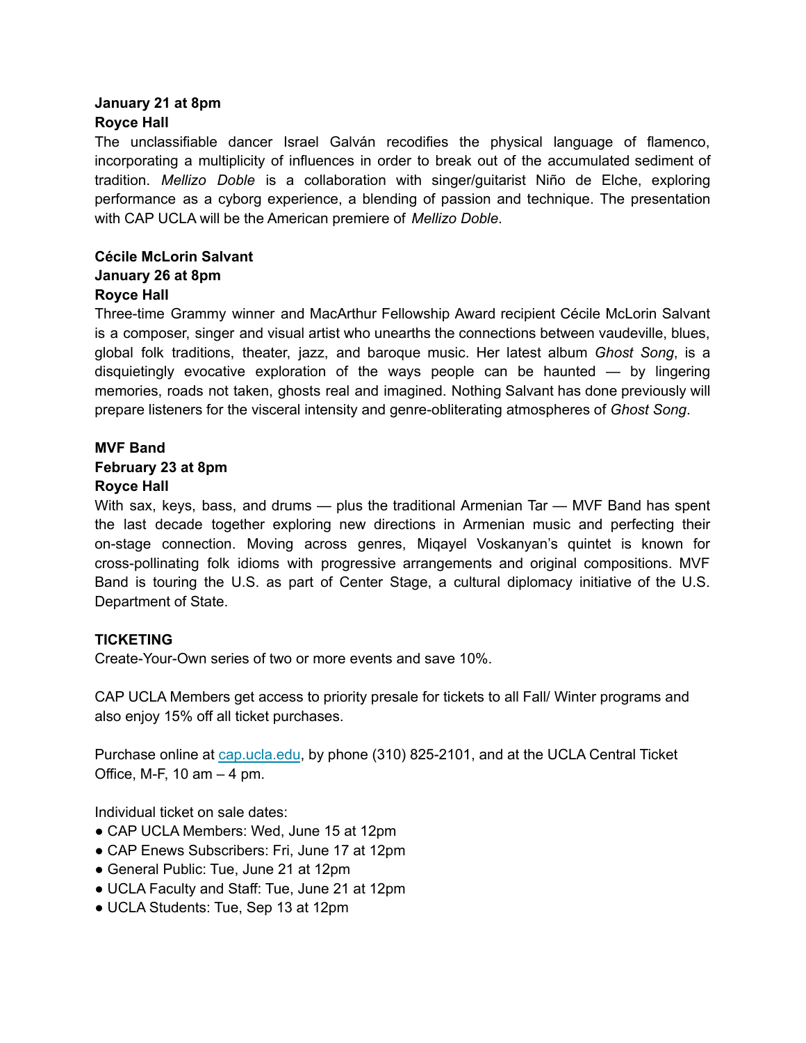**January 21 at 8pm**
**Royce Hall**
The unclassifiable dancer Israel Galván recodifies the physical language of flamenco, incorporating a multiplicity of influences in order to break out of the accumulated sediment of tradition. *Mellizo Doble* is a collaboration with singer/guitarist Niño de Elche, exploring performance as a cyborg experience, a blending of passion and technique. The presentation with CAP UCLA will be the American premiere of *Mellizo Doble*.

**Cécile McLorin Salvant**
**January 26 at 8pm**
**Royce Hall**
Three-time Grammy winner and MacArthur Fellowship Award recipient Cécile McLorin Salvant is a composer, singer and visual artist who unearths the connections between vaudeville, blues, global folk traditions, theater, jazz, and baroque music. Her latest album *Ghost Song*, is a disquietingly evocative exploration of the ways people can be haunted — by lingering memories, roads not taken, ghosts real and imagined. Nothing Salvant has done previously will prepare listeners for the visceral intensity and genre-obliterating atmospheres of *Ghost Song*.

**MVF Band**
**February 23 at 8pm**
**Royce Hall**
With sax, keys, bass, and drums — plus the traditional Armenian Tar — MVF Band has spent the last decade together exploring new directions in Armenian music and perfecting their on-stage connection. Moving across genres, Miqayel Voskanyan's quintet is known for cross-pollinating folk idioms with progressive arrangements and original compositions. MVF Band is touring the U.S. as part of Center Stage, a cultural diplomacy initiative of the U.S. Department of State.

**TICKETING**
Create-Your-Own series of two or more events and save 10%.

CAP UCLA Members get access to priority presale for tickets to all Fall/ Winter programs and also enjoy 15% off all ticket purchases.

Purchase online at [cap.ucla.edu](cap.ucla.edu), by phone (310) 825-2101, and at the UCLA Central Ticket Office, M-F, 10 am – 4 pm.

Individual ticket on sale dates:
- CAP UCLA Members: Wed, June 15 at 12pm
- CAP Enews Subscribers: Fri, June 17 at 12pm
- General Public: Tue, June 21 at 12pm
- UCLA Faculty and Staff: Tue, June 21 at 12pm
- UCLA Students: Tue, Sep 13 at 12pm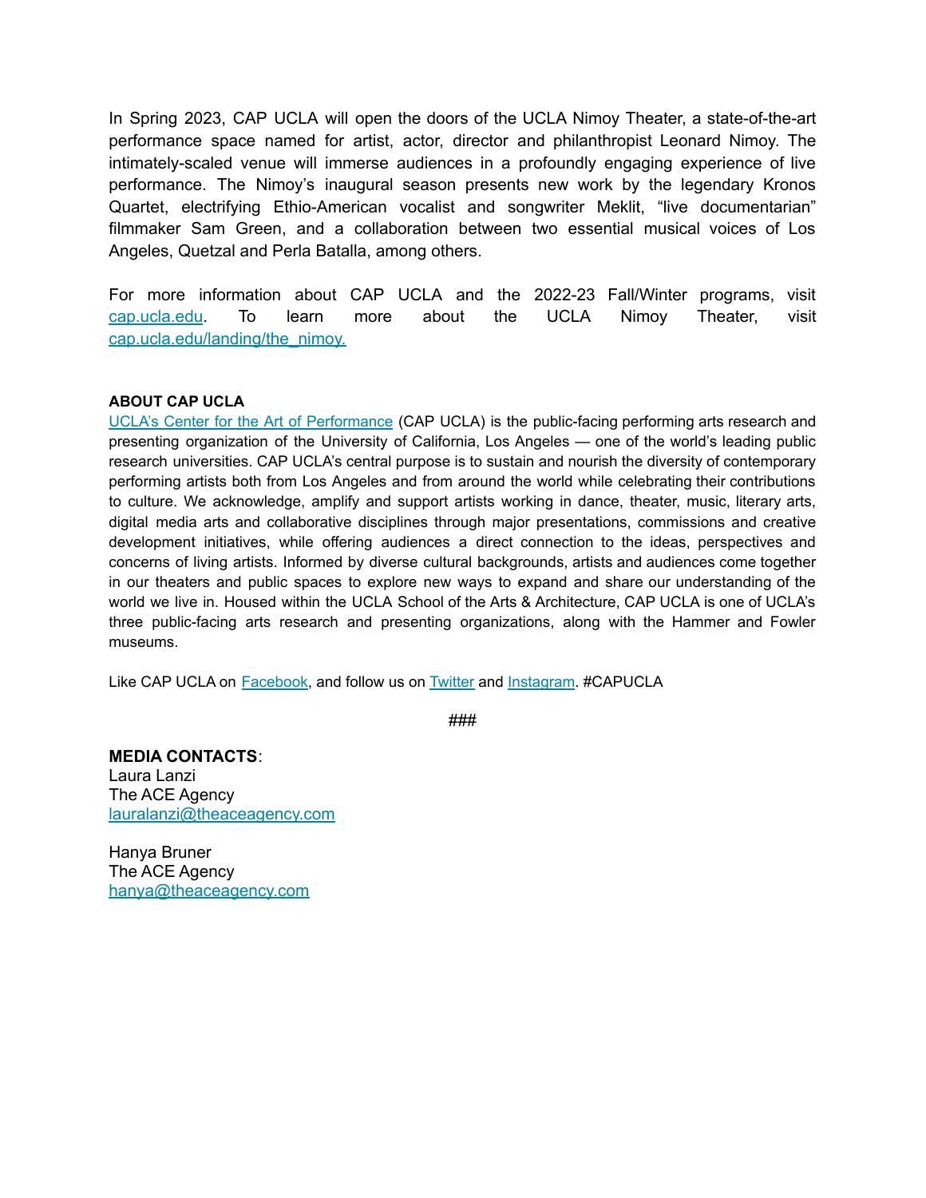In Spring 2023, CAP UCLA will open the doors of the UCLA Nimoy Theater, a state-of-the-art performance space named for artist, actor, director and philanthropist Leonard Nimoy. The intimately-scaled venue will immerse audiences in a profoundly engaging experience of live performance. The Nimoy's inaugural season presents new work by the legendary Kronos Quartet, electrifying Ethio-American vocalist and songwriter Meklit, "live documentarian" filmmaker Sam Green, and a collaboration between two essential musical voices of Los Angeles, Quetzal and Perla Batalla, among others.

For more information about CAP UCLA and the 2022-23 Fall/Winter programs, visit cap.ucla.edu. To learn more about the UCLA Nimoy Theater, visit cap.ucla.edu/landing/the_nimoy.

**ABOUT CAP UCLA**

UCLA's Center for the Art of Performance (CAP UCLA) is the public-facing performing arts research and presenting organization of the University of California, Los Angeles — one of the world's leading public research universities. CAP UCLA's central purpose is to sustain and nourish the diversity of contemporary performing artists both from Los Angeles and from around the world while celebrating their contributions to culture. We acknowledge, amplify and support artists working in dance, theater, music, literary arts, digital media arts and collaborative disciplines through major presentations, commissions and creative development initiatives, while offering audiences a direct connection to the ideas, perspectives and concerns of living artists. Informed by diverse cultural backgrounds, artists and audiences come together in our theaters and public spaces to explore new ways to expand and share our understanding of the world we live in. Housed within the UCLA School of the Arts & Architecture, CAP UCLA is one of UCLA's three public-facing arts research and presenting organizations, along with the Hammer and Fowler museums.

Like CAP UCLA on Facebook, and follow us on Twitter and Instagram. #CAPUCLA

###

**MEDIA CONTACTS**:
Laura Lanzi
The ACE Agency
lauralanzi@theaceagency.com

Hanya Bruner
The ACE Agency
hanya@theaceagency.com